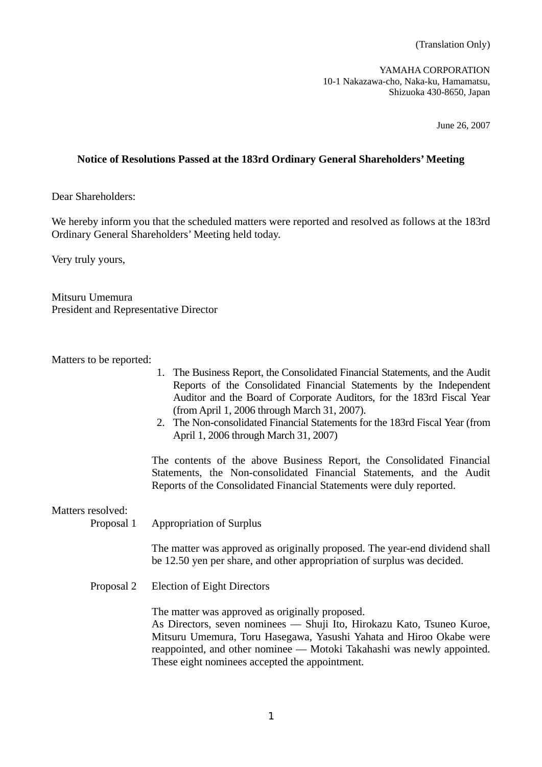(Translation Only)

YAMAHA CORPORATION
10-1 Nakazawa-cho, Naka-ku, Hamamatsu,
Shizuoka 430-8650, Japan

June 26, 2007

**Notice of Resolutions Passed at the 183rd Ordinary General Shareholders' Meeting**

Dear Shareholders:

We hereby inform you that the scheduled matters were reported and resolved as follows at the 183rd Ordinary General Shareholders' Meeting held today.

Very truly yours,

Mitsuru Umemura
President and Representative Director

Matters to be reported:

1. The Business Report, the Consolidated Financial Statements, and the Audit Reports of the Consolidated Financial Statements by the Independent Auditor and the Board of Corporate Auditors, for the 183rd Fiscal Year (from April 1, 2006 through March 31, 2007).
2. The Non-consolidated Financial Statements for the 183rd Fiscal Year (from April 1, 2006 through March 31, 2007)

The contents of the above Business Report, the Consolidated Financial Statements, the Non-consolidated Financial Statements, and the Audit Reports of the Consolidated Financial Statements were duly reported.

Matters resolved:

Proposal 1 Appropriation of Surplus

The matter was approved as originally proposed. The year-end dividend shall be 12.50 yen per share, and other appropriation of surplus was decided.

Proposal 2 Election of Eight Directors

The matter was approved as originally proposed.
As Directors, seven nominees — Shuji Ito, Hirokazu Kato, Tsuneo Kuroe, Mitsuru Umemura, Toru Hasegawa, Yasushi Yahata and Hiroo Okabe were reappointed, and other nominee — Motoki Takahashi was newly appointed. These eight nominees accepted the appointment.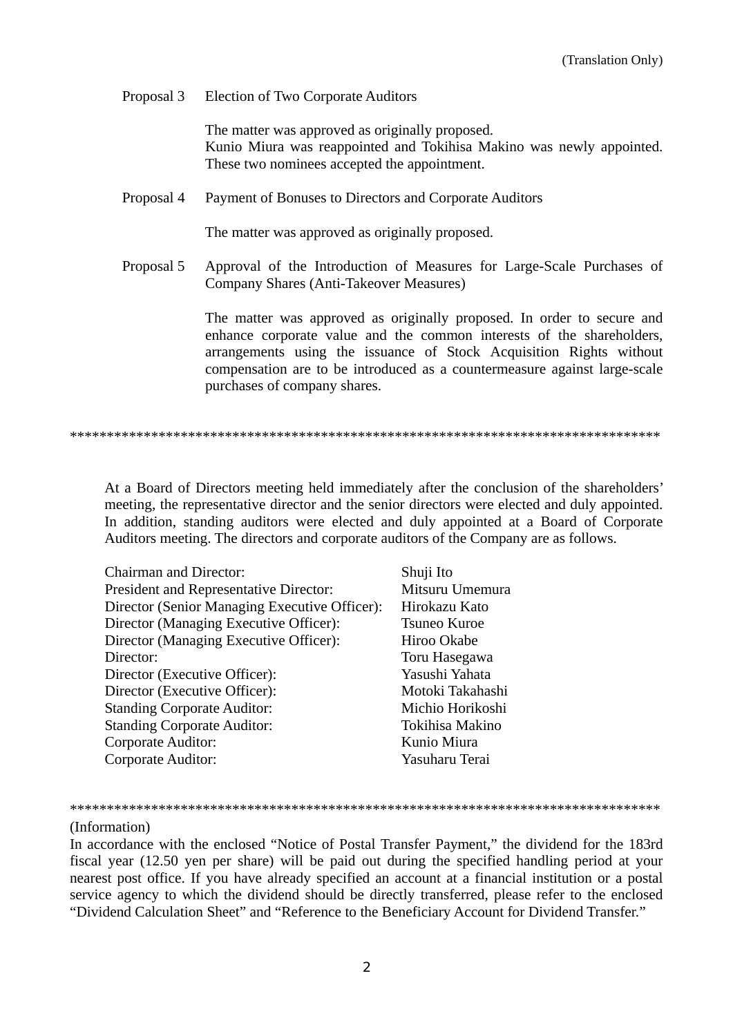(Translation Only)

Proposal 3 Election of Two Corporate Auditors

The matter was approved as originally proposed.
Kunio Miura was reappointed and Tokihisa Makino was newly appointed. These two nominees accepted the appointment.

Proposal 4 Payment of Bonuses to Directors and Corporate Auditors

The matter was approved as originally proposed.

Proposal 5 Approval of the Introduction of Measures for Large-Scale Purchases of Company Shares (Anti-Takeover Measures)

The matter was approved as originally proposed. In order to secure and enhance corporate value and the common interests of the shareholders, arrangements using the issuance of Stock Acquisition Rights without compensation are to be introduced as a countermeasure against large-scale purchases of company shares.

*********************************************************************************

At a Board of Directors meeting held immediately after the conclusion of the shareholders' meeting, the representative director and the senior directors were elected and duly appointed. In addition, standing auditors were elected and duly appointed at a Board of Corporate Auditors meeting. The directors and corporate auditors of the Company are as follows.

| | |
|---|---|
| Chairman and Director: | Shuji Ito |
| President and Representative Director: | Mitsuru Umemura |
| Director (Senior Managing Executive Officer): | Hirokazu Kato |
| Director (Managing Executive Officer): | Tsuneo Kuroe |
| Director (Managing Executive Officer): | Hiroo Okabe |
| Director: | Toru Hasegawa |
| Director (Executive Officer): | Yasushi Yahata |
| Director (Executive Officer): | Motoki Takahashi |
| Standing Corporate Auditor: | Michio Horikoshi |
| Standing Corporate Auditor: | Tokihisa Makino |
| Corporate Auditor: | Kunio Miura |
| Corporate Auditor: | Yasuharu Terai |

*********************************************************************************

(Information)

In accordance with the enclosed "Notice of Postal Transfer Payment," the dividend for the 183rd fiscal year (12.50 yen per share) will be paid out during the specified handling period at your nearest post office. If you have already specified an account at a financial institution or a postal service agency to which the dividend should be directly transferred, please refer to the enclosed "Dividend Calculation Sheet" and "Reference to the Beneficiary Account for Dividend Transfer."